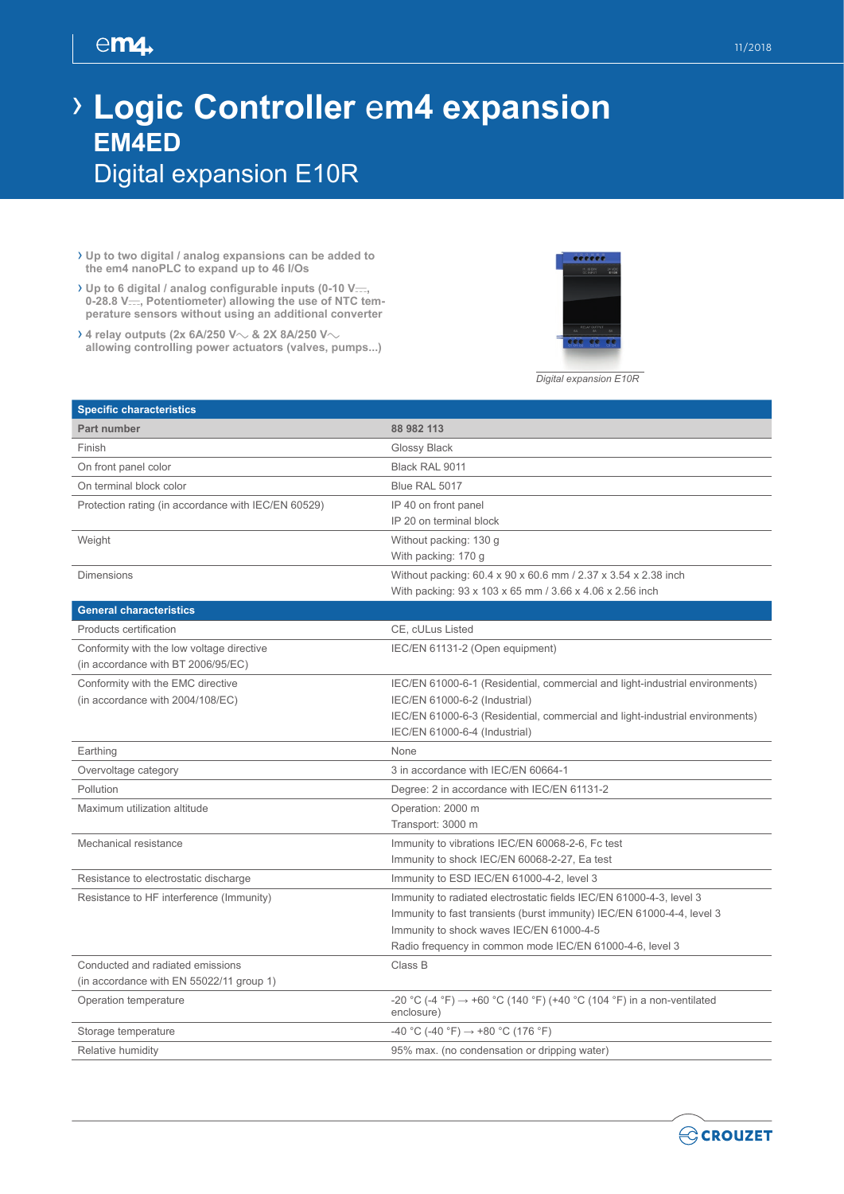# › Logic Controller em4 expansion

## EM4ED

## Digital expansion E10R

- › Up to two digital / analog expansions can be added to the em4 nanoPLC to expand up to 46 I/Os
- › Up to 6 digital / analog configurable inputs (0-10 V⎓, 0-28.8 V⎓, Potentiometer) allowing the use of NTC temperature sensors without using an additional converter
- › 4 relay outputs (2x 6A/250 V∿ & 2X 8A/250 V∿ allowing controlling power actuators (valves, pumps...)

*Digital expansion E10R*

| Specific characteristics | |
|---|---|
| **Part number** | **88 982 113** |
| Finish | Glossy Black |
| On front panel color | Black RAL 9011 |
| On terminal block color | Blue RAL 5017 |
| Protection rating (in accordance with IEC/EN 60529) | IP 40 on front panel<br>IP 20 on terminal block |
| Weight | Without packing: 130 g<br>With packing: 170 g |
| Dimensions | Without packing: 60.4 x 90 x 60.6 mm / 2.37 x 3.54 x 2.38 inch<br>With packing: 93 x 103 x 65 mm / 3.66 x 4.06 x 2.56 inch |

| General characteristics | |
|---|---|
| Products certification | CE, cULus Listed |
| Conformity with the low voltage directive (in accordance with BT 2006/95/EC) | IEC/EN 61131-2 (Open equipment) |
| Conformity with the EMC directive (in accordance with 2004/108/EC) | IEC/EN 61000-6-1 (Residential, commercial and light-industrial environments)<br>IEC/EN 61000-6-2 (Industrial)<br>IEC/EN 61000-6-3 (Residential, commercial and light-industrial environments)<br>IEC/EN 61000-6-4 (Industrial) |
| Earthing | None |
| Overvoltage category | 3 in accordance with IEC/EN 60664-1 |
| Pollution | Degree: 2 in accordance with IEC/EN 61131-2 |
| Maximum utilization altitude | Operation: 2000 m<br>Transport: 3000 m |
| Mechanical resistance | Immunity to vibrations IEC/EN 60068-2-6, Fc test<br>Immunity to shock IEC/EN 60068-2-27, Ea test |
| Resistance to electrostatic discharge | Immunity to ESD IEC/EN 61000-4-2, level 3 |
| Resistance to HF interference (Immunity) | Immunity to radiated electrostatic fields IEC/EN 61000-4-3, level 3<br>Immunity to fast transients (burst immunity) IEC/EN 61000-4-4, level 3<br>Immunity to shock waves IEC/EN 61000-4-5<br>Radio frequency in common mode IEC/EN 61000-4-6, level 3 |
| Conducted and radiated emissions (in accordance with EN 55022/11 group 1) | Class B |
| Operation temperature | -20 °C (-4 °F) → +60 °C (140 °F) (+40 °C (104 °F) in a non-ventilated enclosure) |
| Storage temperature | -40 °C (-40 °F) → +80 °C (176 °F) |
| Relative humidity | 95% max. (no condensation or dripping water) |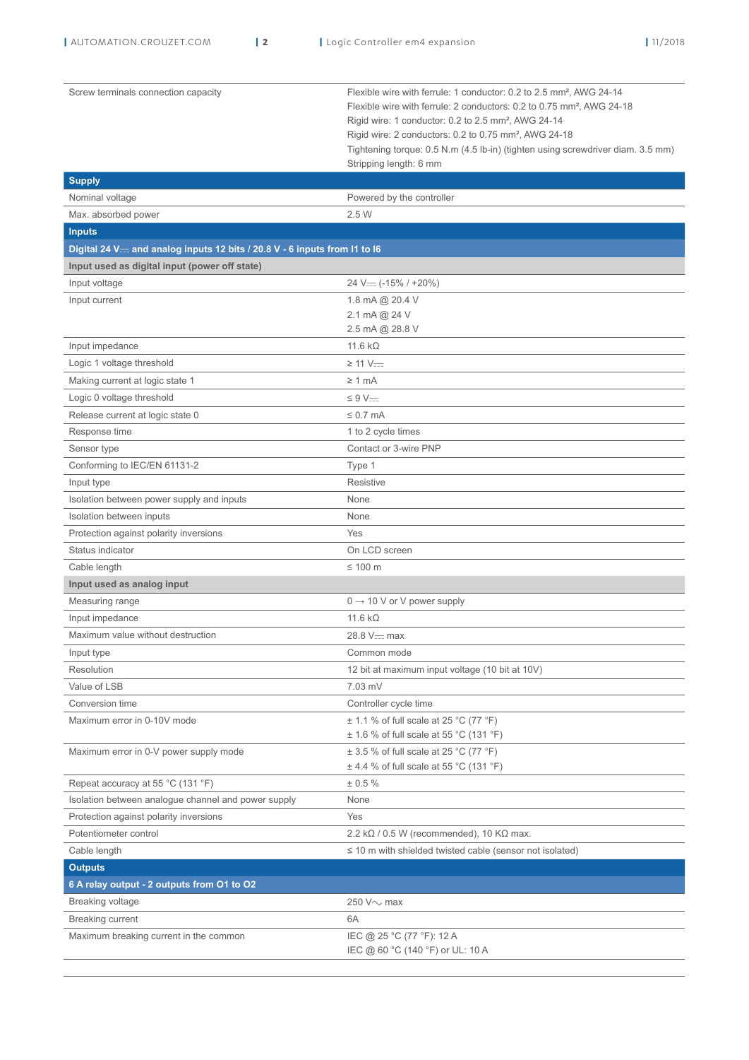| | |
|---|---|
| Screw terminals connection capacity | Flexible wire with ferrule: 1 conductor: 0.2 to 2.5 mm², AWG 24-14<br>Flexible wire with ferrule: 2 conductors: 0.2 to 0.75 mm², AWG 24-18<br>Rigid wire: 1 conductor: 0.2 to 2.5 mm², AWG 24-14<br>Rigid wire: 2 conductors: 0.2 to 0.75 mm², AWG 24-18<br>Tightening torque: 0.5 N.m (4.5 lb-in) (tighten using screwdriver diam. 3.5 mm)<br>Stripping length: 6 mm |
| **Supply** | |
| Nominal voltage | Powered by the controller |
| Max. absorbed power | 2.5 W |
| **Inputs** | |
| **Digital 24 V⎓ and analog inputs 12 bits / 20.8 V - 6 inputs from I1 to I6** | |
| **Input used as digital input (power off state)** | |
| Input voltage | 24 V⎓ (-15% / +20%) |
| Input current | 1.8 mA @ 20.4 V<br>2.1 mA @ 24 V<br>2.5 mA @ 28.8 V |
| Input impedance | 11.6 kΩ |
| Logic 1 voltage threshold | ≥ 11 V⎓ |
| Making current at logic state 1 | ≥ 1 mA |
| Logic 0 voltage threshold | ≤ 9 V⎓ |
| Release current at logic state 0 | ≤ 0.7 mA |
| Response time | 1 to 2 cycle times |
| Sensor type | Contact or 3-wire PNP |
| Conforming to IEC/EN 61131-2 | Type 1 |
| Input type | Resistive |
| Isolation between power supply and inputs | None |
| Isolation between inputs | None |
| Protection against polarity inversions | Yes |
| Status indicator | On LCD screen |
| Cable length | ≤ 100 m |
| **Input used as analog input** | |
| Measuring range | 0 → 10 V or V power supply |
| Input impedance | 11.6 kΩ |
| Maximum value without destruction | 28.8 V⎓ max |
| Input type | Common mode |
| Resolution | 12 bit at maximum input voltage (10 bit at 10V) |
| Value of LSB | 7.03 mV |
| Conversion time | Controller cycle time |
| Maximum error in 0-10V mode | ± 1.1 % of full scale at 25 °C (77 °F)<br>± 1.6 % of full scale at 55 °C (131 °F) |
| Maximum error in 0-V power supply mode | ± 3.5 % of full scale at 25 °C (77 °F)<br>± 4.4 % of full scale at 55 °C (131 °F) |
| Repeat accuracy at 55 °C (131 °F) | ± 0.5 % |
| Isolation between analogue channel and power supply | None |
| Protection against polarity inversions | Yes |
| Potentiometer control | 2.2 kΩ / 0.5 W (recommended), 10 KΩ max. |
| Cable length | ≤ 10 m with shielded twisted cable (sensor not isolated) |
| **Outputs** | |
| **6 A relay output - 2 outputs from O1 to O2** | |
| Breaking voltage | 250 V∿ max |
| Breaking current | 6A |
| Maximum breaking current in the common | IEC @ 25 °C (77 °F): 12 A<br>IEC @ 60 °C (140 °F) or UL: 10 A |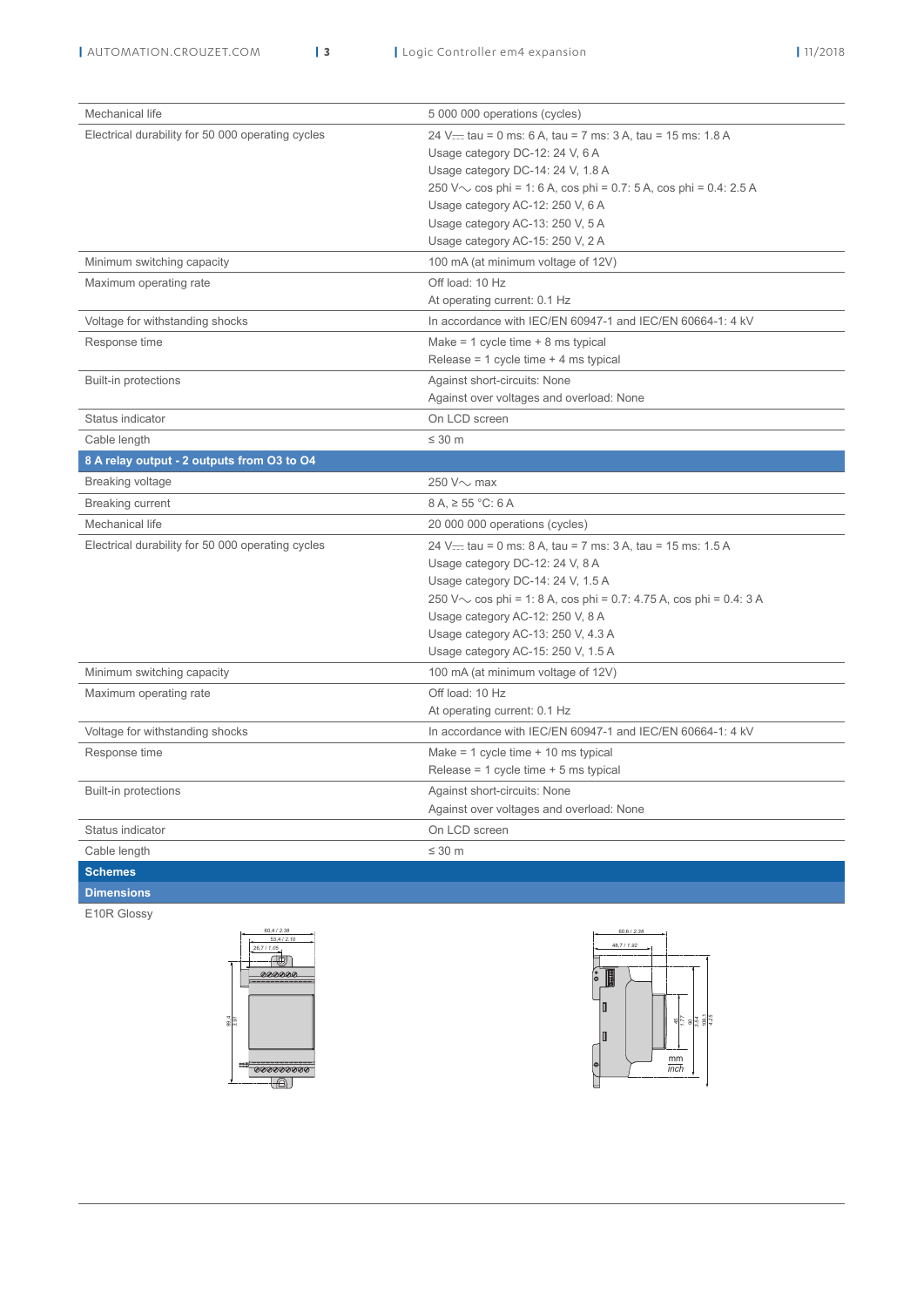| | |
|---|---|
| Mechanical life | 5 000 000 operations (cycles) |
| Electrical durability for 50 000 operating cycles | 24 V⎓ tau = 0 ms: 6 A, tau = 7 ms: 3 A, tau = 15 ms: 1.8 A<br>Usage category DC-12: 24 V, 6 A<br>Usage category DC-14: 24 V, 1.8 A<br>250 V∼ cos phi = 1: 6 A, cos phi = 0.7: 5 A, cos phi = 0.4: 2.5 A<br>Usage category AC-12: 250 V, 6 A<br>Usage category AC-13: 250 V, 5 A<br>Usage category AC-15: 250 V, 2 A |
| Minimum switching capacity | 100 mA (at minimum voltage of 12V) |
| Maximum operating rate | Off load: 10 Hz<br>At operating current: 0.1 Hz |
| Voltage for withstanding shocks | In accordance with IEC/EN 60947-1 and IEC/EN 60664-1: 4 kV |
| Response time | Make = 1 cycle time + 8 ms typical<br>Release = 1 cycle time + 4 ms typical |
| Built-in protections | Against short-circuits: None<br>Against over voltages and overload: None |
| Status indicator | On LCD screen |
| Cable length | ≤ 30 m |
| **8 A relay output - 2 outputs from O3 to O4** | |
| Breaking voltage | 250 V∼ max |
| Breaking current | 8 A, ≥ 55 °C: 6 A |
| Mechanical life | 20 000 000 operations (cycles) |
| Electrical durability for 50 000 operating cycles | 24 V⎓ tau = 0 ms: 8 A, tau = 7 ms: 3 A, tau = 15 ms: 1.5 A<br>Usage category DC-12: 24 V, 8 A<br>Usage category DC-14: 24 V, 1.5 A<br>250 V∼ cos phi = 1: 8 A, cos phi = 0.7: 4.75 A, cos phi = 0.4: 3 A<br>Usage category AC-12: 250 V, 8 A<br>Usage category AC-13: 250 V, 4.3 A<br>Usage category AC-15: 250 V, 1.5 A |
| Minimum switching capacity | 100 mA (at minimum voltage of 12V) |
| Maximum operating rate | Off load: 10 Hz<br>At operating current: 0.1 Hz |
| Voltage for withstanding shocks | In accordance with IEC/EN 60947-1 and IEC/EN 60664-1: 4 kV |
| Response time | Make = 1 cycle time + 10 ms typical<br>Release = 1 cycle time + 5 ms typical |
| Built-in protections | Against short-circuits: None<br>Against over voltages and overload: None |
| Status indicator | On LCD screen |
| Cable length | ≤ 30 m |

## Schemes

### Dimensions

E10R Glossy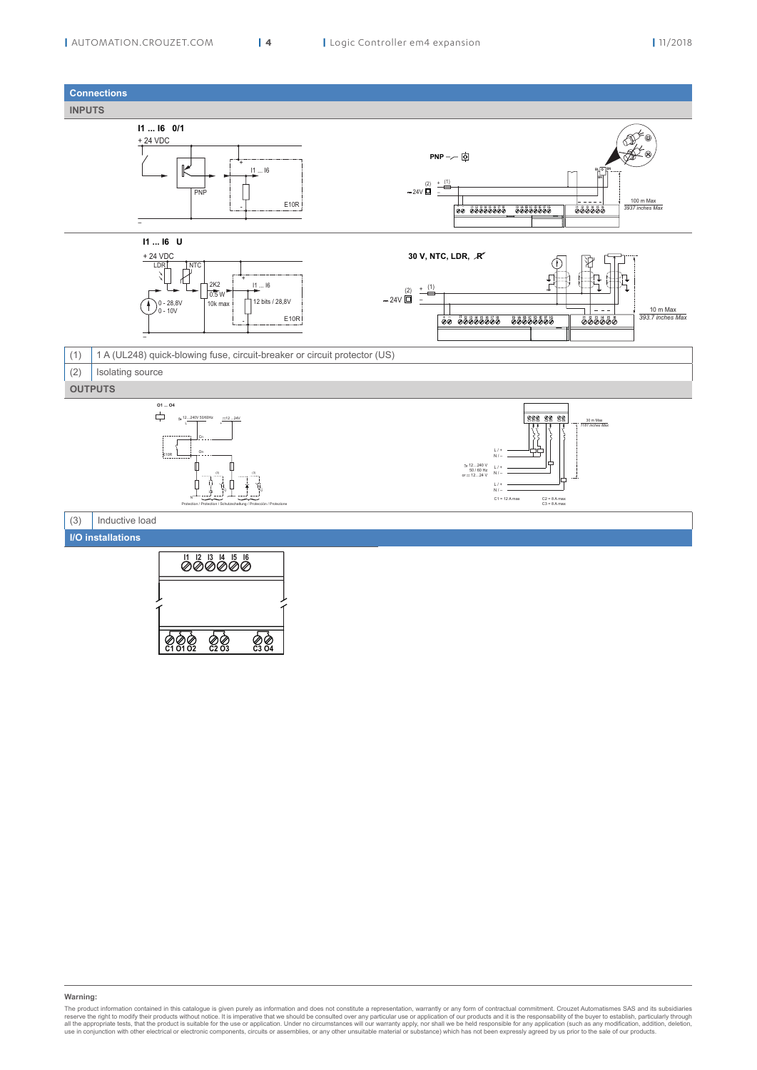## Connections

### INPUTS

I1 ... I6 0/1

+ 24 VDC

PNP

I1 ... I6

E10R

PNP

(2)

(1)

24V

100 m Max
3937 inches Max

I1 ... I6 U

+ 24 VDC

LDR

NTC

2K2
0.5 W

0 - 28,8V
0 - 10V

10k max

I1 ... I6

12 bits / 28,8V

E10R

30 V, NTC, LDR,

(2)

(1)

24V

10 m Max
393.7 inches Max

| | |
|---|---|
| (1) | 1 A (UL248) quick-blowing fuse, circuit-breaker or circuit protector (US) |
| (2) | Isolating source |

### OUTPUTS

O1 ... O4

12...240V 50/60Hz

12 ...24V

E10R

Protection / Protection / Schutzschaltung / Protección / Protezione

30 m Max
1181 inches Max

L / +
N / –

12 ... 240 V
50 / 60 Hz
or 12 ...24 V

C1 = 12 A max

C2 = 8 A max
C3 = 8 A max

| | |
|---|---|
| (3) | Inductive load |

### I/O installations

I1 I2 I3 I4 I5 I6

C1 O1 O2 C2 O3 C3 O4

**Warning:**

The product information contained in this catalogue is given purely as information and does not constitute a representation, warranty or any form of contractual commitment. Crouzet Automatismes SAS and its subsidiaries reserve the right to modify their products without notice. It is imperative that we should be consulted over any particular use or application of our products and it is the responsability of the buyer to establish, particularly through all the appropriate tests, that the product is suitable for the use or application. Under no circumstances will our warranty apply, nor shall we be held responsible for any application (such as any modification, addition, deletion, use in conjunction with other electrical or electronic components, circuits or assemblies, or any other unsuitable material or substance) which has not been expressly agreed by us prior to the sale of our products.